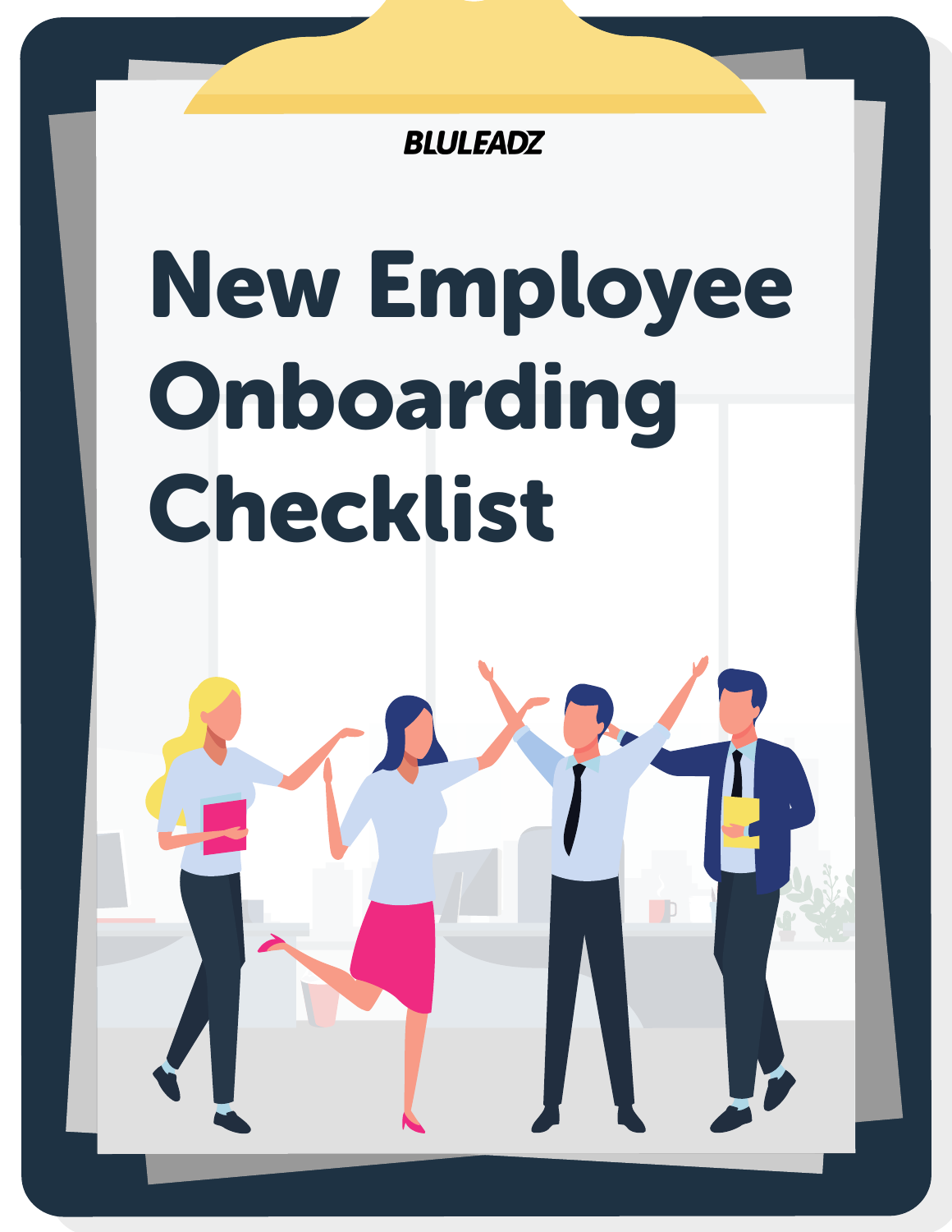BLULEADZ

# New Employee Onboarding Checklist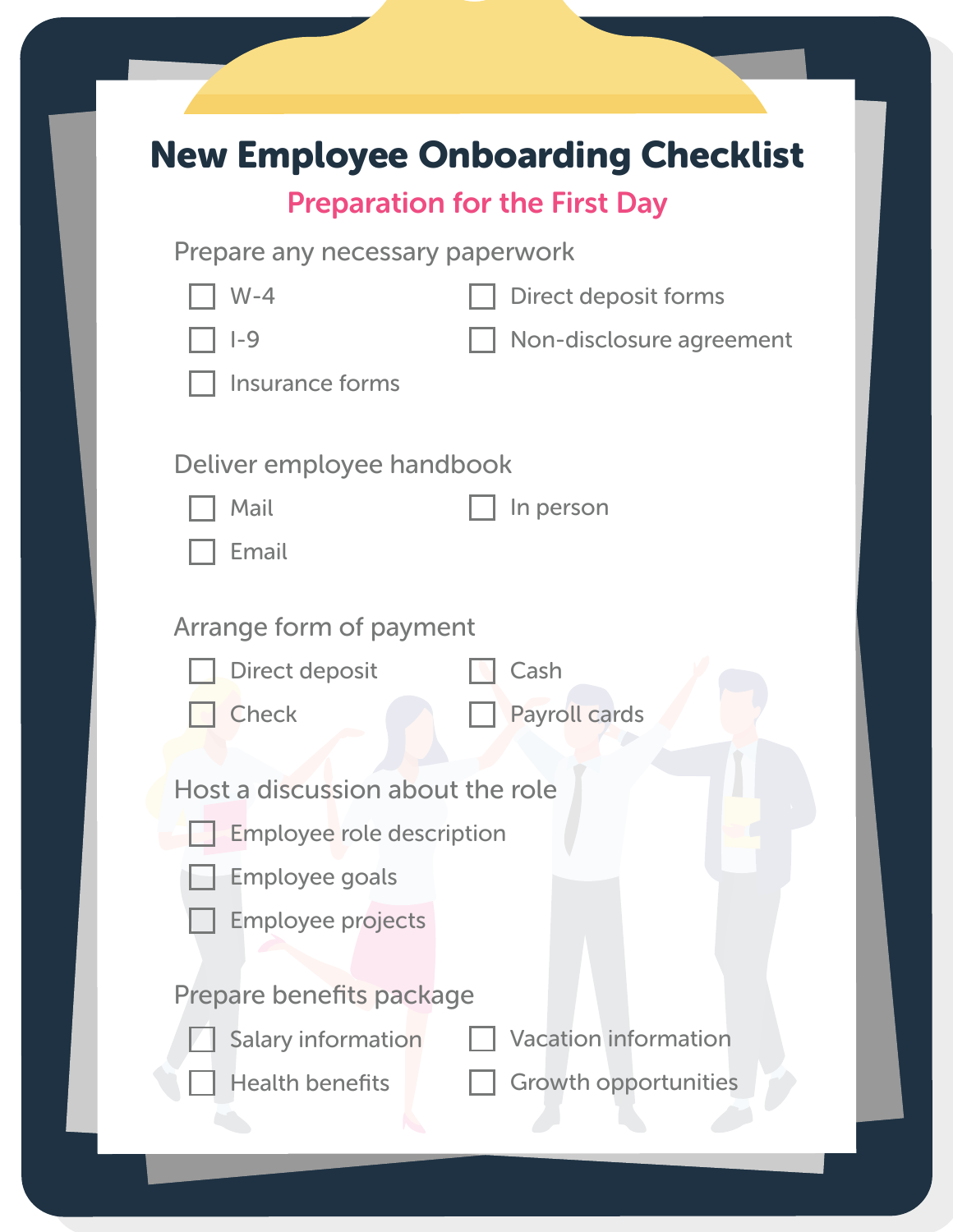# New Employee Onboarding Checklist

## Preparation for the First Day

### Prepare any necessary paperwork

- [ ] W-4
- [ ] I-9
- [ ] Insurance forms
- [ ] Direct deposit forms
- [ ] Non-disclosure agreement

### Deliver employee handbook

- [ ] Mail
- [ ] Email
- [ ] In person

### Arrange form of payment

- [ ] Direct deposit
- [ ] Check
- [ ] Cash
- [ ] Payroll cards

### Host a discussion about the role

- [ ] Employee role description
- [ ] Employee goals
- [ ] Employee projects

### Prepare benefits package

- [ ] Salary information
- [ ] Health benefits
- [ ] Vacation information
- [ ] Growth opportunities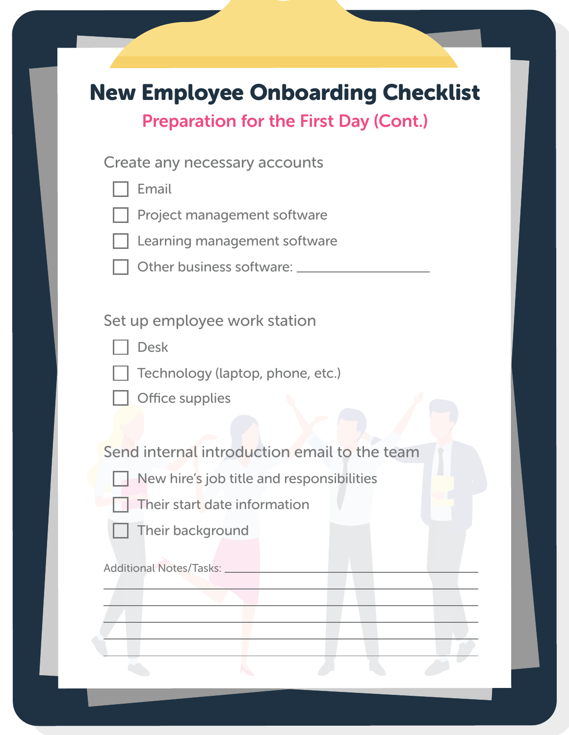# New Employee Onboarding Checklist

## Preparation for the First Day (Cont.)

Create any necessary accounts

- [ ] Email
- [ ] Project management software
- [ ] Learning management software
- [ ] Other business software: ____________________

Set up employee work station

- [ ] Desk
- [ ] Technology (laptop, phone, etc.)
- [ ] Office supplies

Send internal introduction email to the team

- [ ] New hire's job title and responsibilities
- [ ] Their start date information
- [ ] Their background

Additional Notes/Tasks: ________________________________________

________________________________________________________

________________________________________________________

________________________________________________________

________________________________________________________

________________________________________________________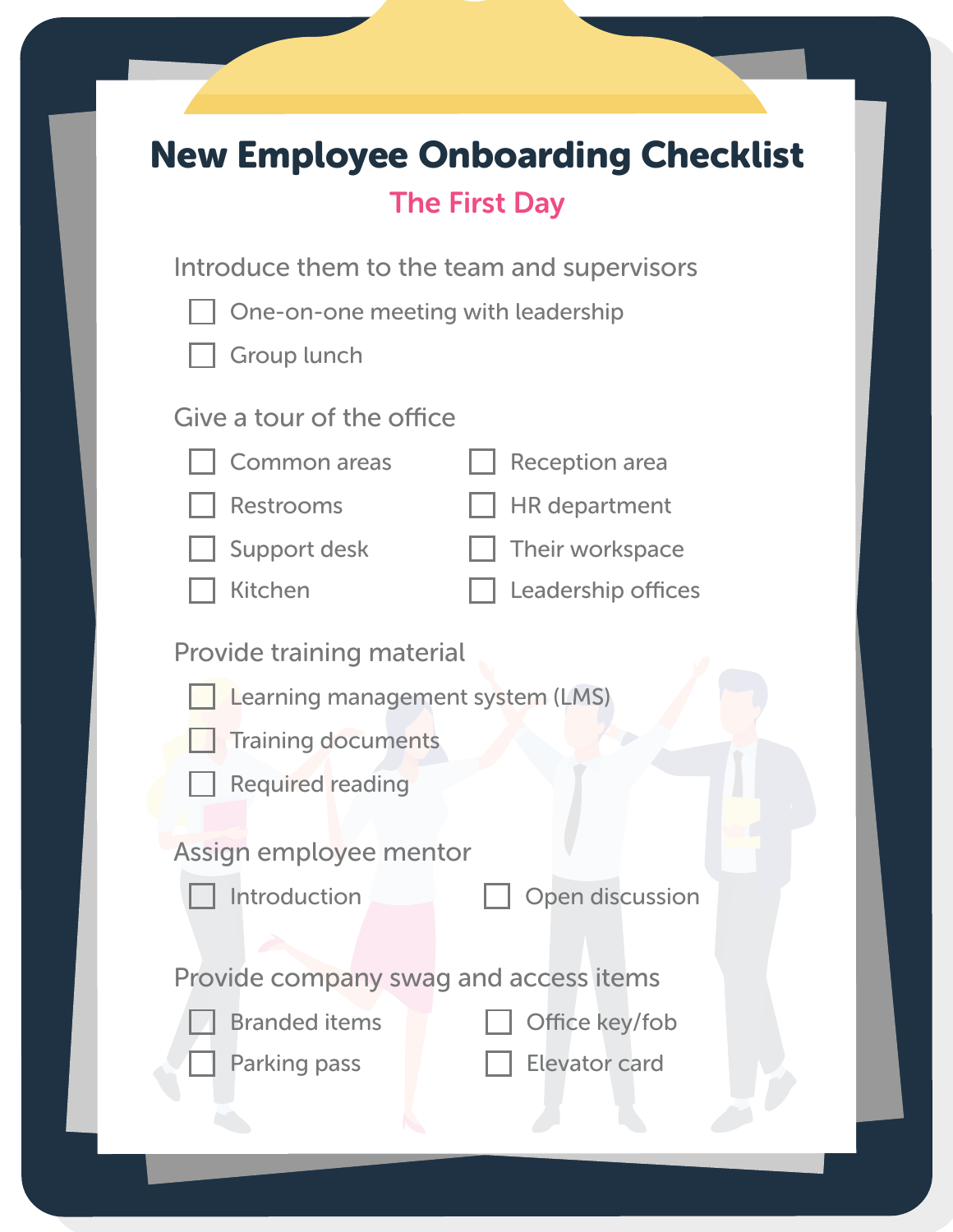# New Employee Onboarding Checklist

## The First Day

### Introduce them to the team and supervisors

- [ ] One-on-one meeting with leadership
- [ ] Group lunch

### Give a tour of the office

- [ ] Common areas
- [ ] Restrooms
- [ ] Support desk
- [ ] Kitchen
- [ ] Reception area
- [ ] HR department
- [ ] Their workspace
- [ ] Leadership offices

### Provide training material

- [ ] Learning management system (LMS)
- [ ] Training documents
- [ ] Required reading

### Assign employee mentor

- [ ] Introduction
- [ ] Open discussion

### Provide company swag and access items

- [ ] Branded items
- [ ] Parking pass
- [ ] Office key/fob
- [ ] Elevator card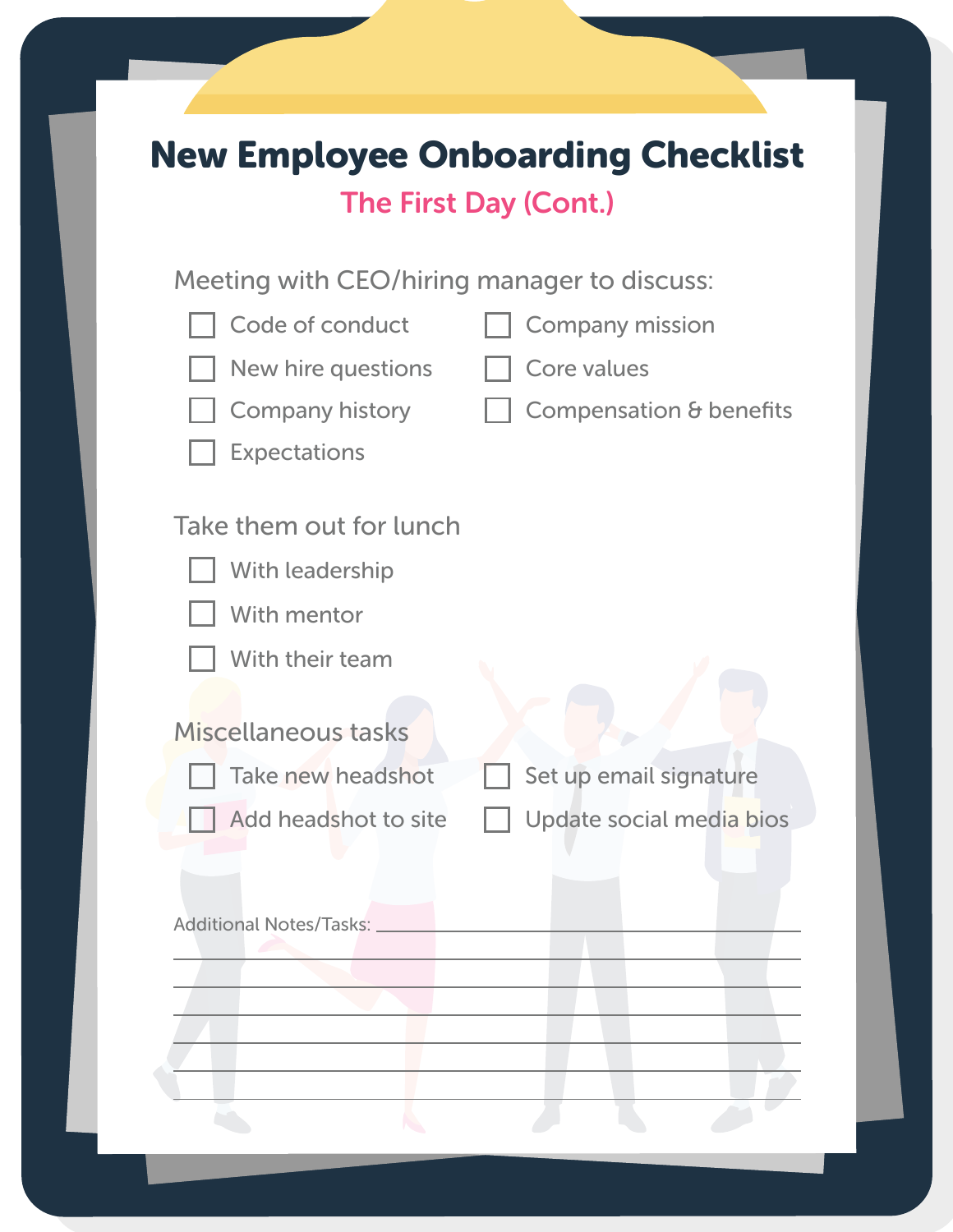# New Employee Onboarding Checklist

## The First Day (Cont.)

Meeting with CEO/hiring manager to discuss:

- [ ] Code of conduct
- [ ] New hire questions
- [ ] Company history
- [ ] Expectations
- [ ] Company mission
- [ ] Core values
- [ ] Compensation & benefits

Take them out for lunch

- [ ] With leadership
- [ ] With mentor
- [ ] With their team

Miscellaneous tasks

- [ ] Take new headshot
- [ ] Add headshot to site
- [ ] Set up email signature
- [ ] Update social media bios

Additional Notes/Tasks: ______________________________

______________________________

______________________________

______________________________

______________________________

______________________________

______________________________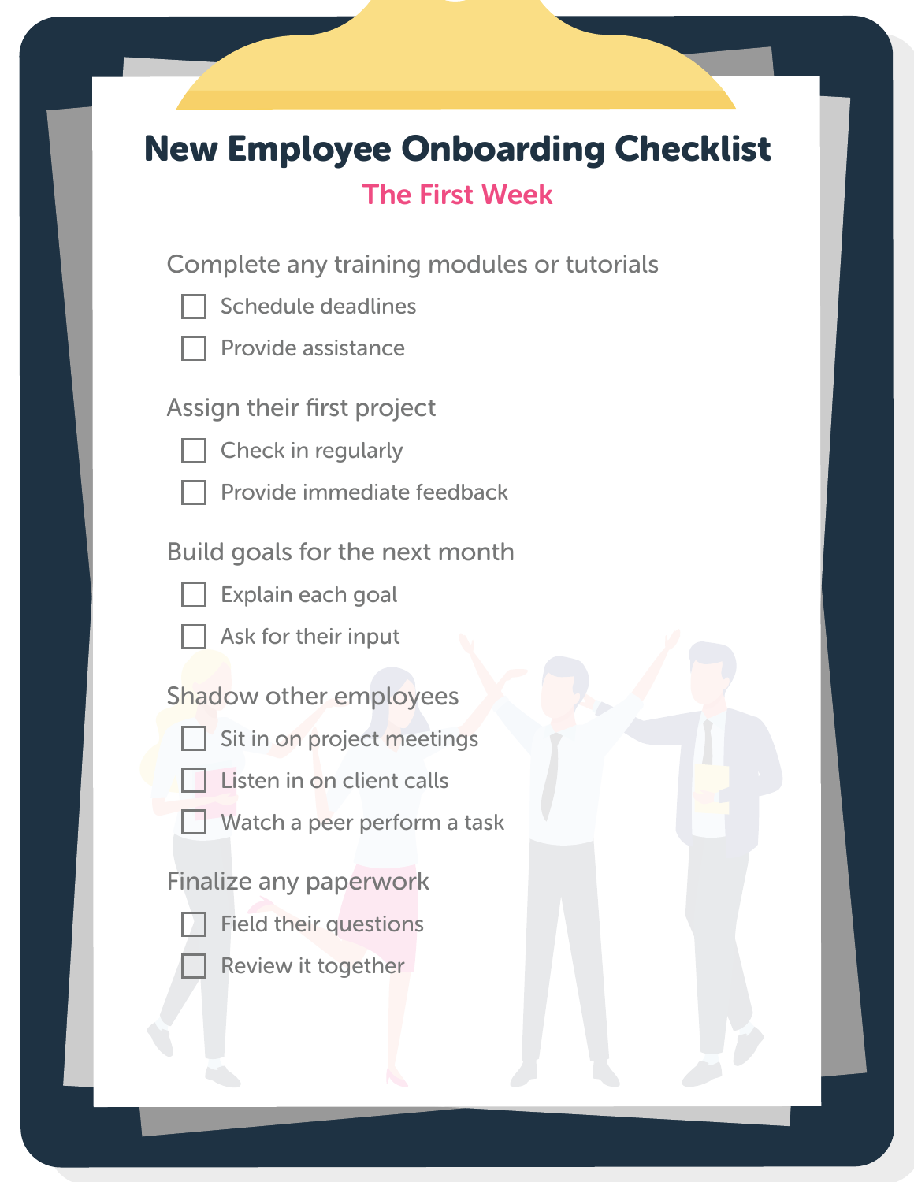# New Employee Onboarding Checklist

## The First Week

### Complete any training modules or tutorials

- [ ] Schedule deadlines
- [ ] Provide assistance

### Assign their first project

- [ ] Check in regularly
- [ ] Provide immediate feedback

### Build goals for the next month

- [ ] Explain each goal
- [ ] Ask for their input

### Shadow other employees

- [ ] Sit in on project meetings
- [ ] Listen in on client calls
- [ ] Watch a peer perform a task

### Finalize any paperwork

- [ ] Field their questions
- [ ] Review it together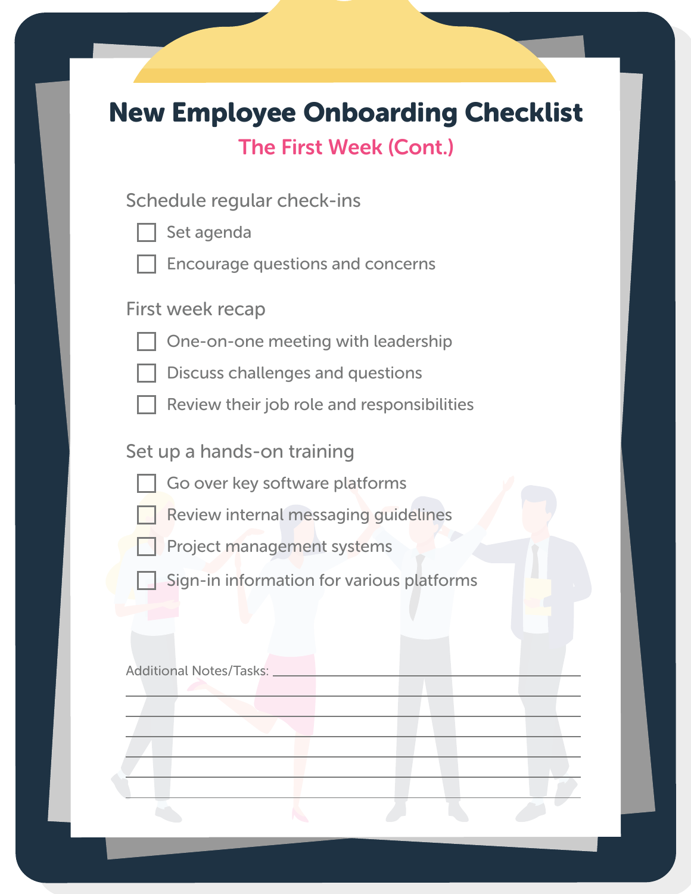# New Employee Onboarding Checklist

## The First Week (Cont.)

### Schedule regular check-ins

- [ ] Set agenda
- [ ] Encourage questions and concerns

### First week recap

- [ ] One-on-one meeting with leadership
- [ ] Discuss challenges and questions
- [ ] Review their job role and responsibilities

### Set up a hands-on training

- [ ] Go over key software platforms
- [ ] Review internal messaging guidelines
- [ ] Project management systems
- [ ] Sign-in information for various platforms

Additional Notes/Tasks: ______________________________

______________________________

______________________________

______________________________

______________________________

______________________________

______________________________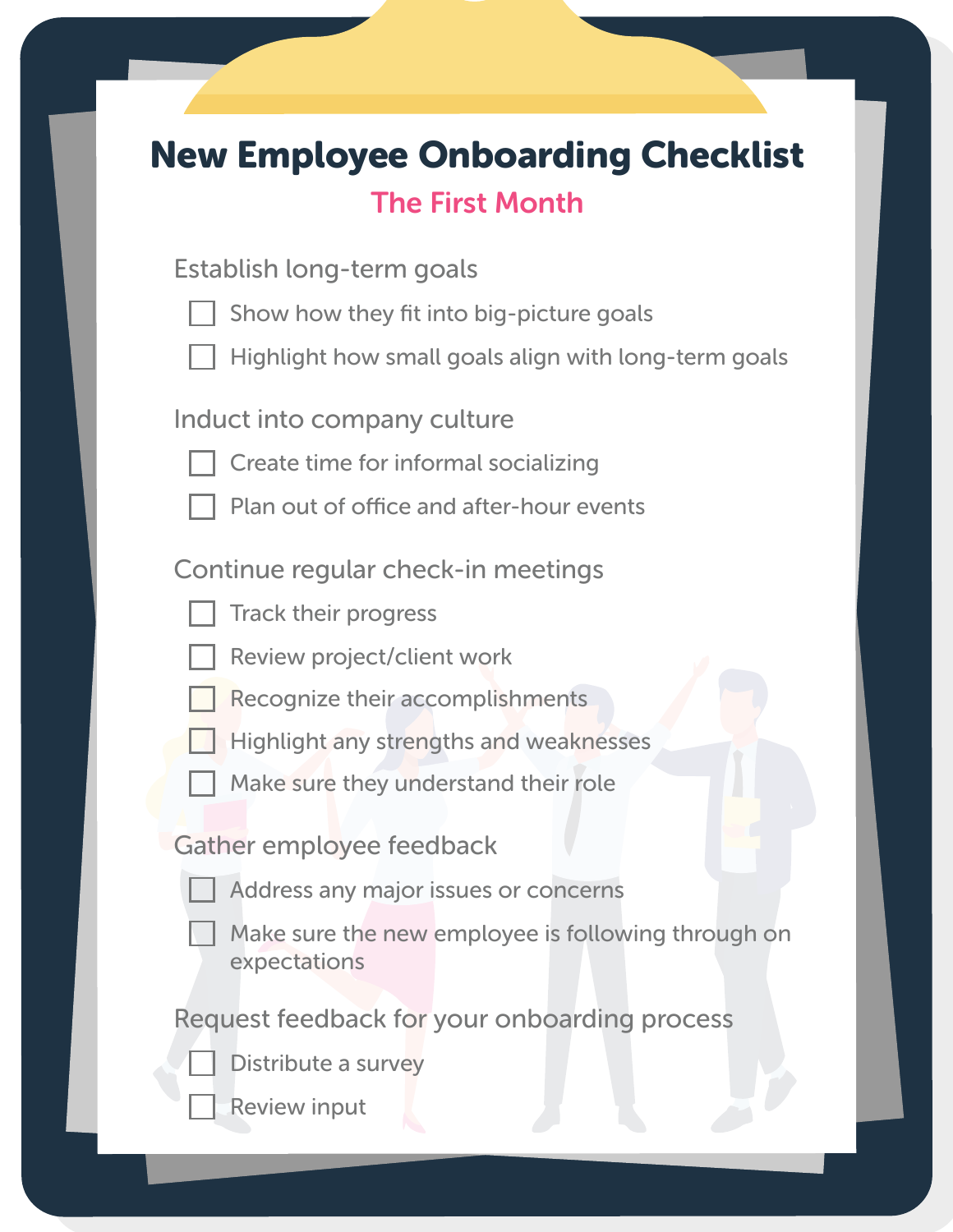# New Employee Onboarding Checklist

## The First Month

### Establish long-term goals

- [ ] Show how they fit into big-picture goals
- [ ] Highlight how small goals align with long-term goals

### Induct into company culture

- [ ] Create time for informal socializing
- [ ] Plan out of office and after-hour events

### Continue regular check-in meetings

- [ ] Track their progress
- [ ] Review project/client work
- [ ] Recognize their accomplishments
- [ ] Highlight any strengths and weaknesses
- [ ] Make sure they understand their role

### Gather employee feedback

- [ ] Address any major issues or concerns
- [ ] Make sure the new employee is following through on expectations

### Request feedback for your onboarding process

- [ ] Distribute a survey
- [ ] Review input